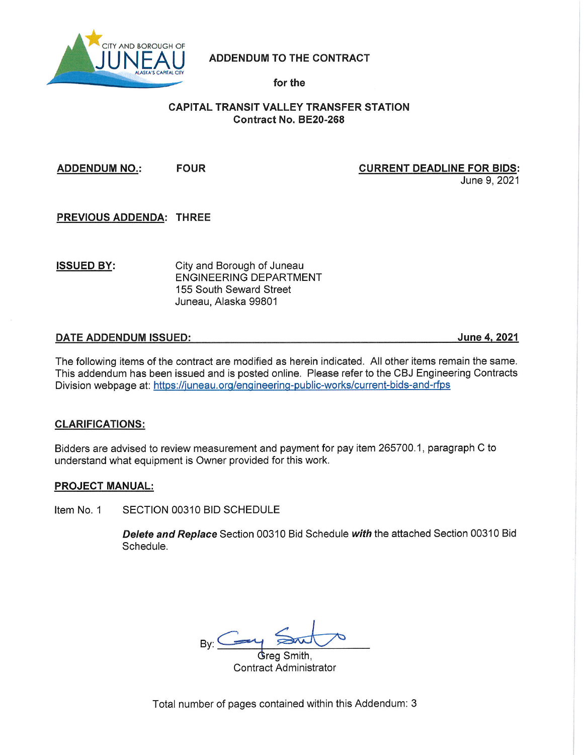CITY AND BOROUGH OF JUNEAU ALASKA'S CAPITAL CITY

# ADDENDUM TO THE CONTRACT

**for the**

## CAPITAL TRANSIT VALLEY TRANSFER STATION
**Contract No. BE20-268**

**ADDENDUM NO.:** **FOUR**

**CURRENT DEADLINE FOR BIDS:** June 9, 2021

**PREVIOUS ADDENDA:** **THREE**

**ISSUED BY:**
City and Borough of Juneau
ENGINEERING DEPARTMENT
155 South Seward Street
Juneau, Alaska 99801

**DATE ADDENDUM ISSUED:** **June 4, 2021**

The following items of the contract are modified as herein indicated. All other items remain the same. This addendum has been issued and is posted online. Please refer to the CBJ Engineering Contracts Division webpage at: https://juneau.org/engineering-public-works/current-bids-and-rfps

**CLARIFICATIONS:**

Bidders are advised to review measurement and payment for pay item 265700.1, paragraph C to understand what equipment is Owner provided for this work.

**PROJECT MANUAL:**

Item No. 1 SECTION 00310 BID SCHEDULE

***Delete and Replace*** Section 00310 Bid Schedule ***with*** the attached Section 00310 Bid Schedule.

By: Greg Smith,
Contract Administrator

Total number of pages contained within this Addendum: 3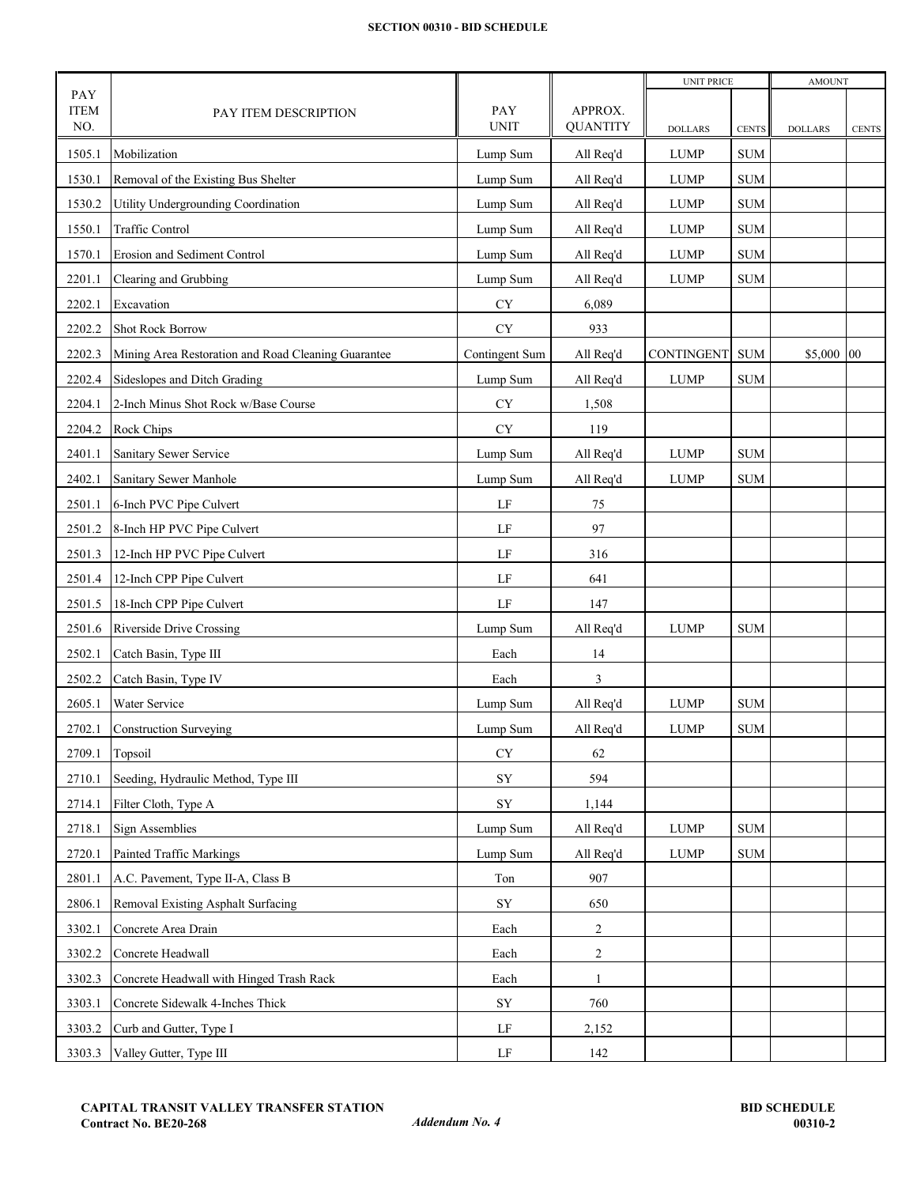## SECTION 00310 - BID SCHEDULE

| PAY ITEM NO. | PAY ITEM DESCRIPTION | PAY UNIT | APPROX. QUANTITY | UNIT PRICE | | AMOUNT | |
|---|---|---|---|---|---|---|---|
| | | | | DOLLARS | CENTS | DOLLARS | CENTS |
| 1505.1 | Mobilization | Lump Sum | All Req'd | LUMP | SUM | | |
| 1530.1 | Removal of the Existing Bus Shelter | Lump Sum | All Req'd | LUMP | SUM | | |
| 1530.2 | Utility Undergrounding Coordination | Lump Sum | All Req'd | LUMP | SUM | | |
| 1550.1 | Traffic Control | Lump Sum | All Req'd | LUMP | SUM | | |
| 1570.1 | Erosion and Sediment Control | Lump Sum | All Req'd | LUMP | SUM | | |
| 2201.1 | Clearing and Grubbing | Lump Sum | All Req'd | LUMP | SUM | | |
| 2202.1 | Excavation | CY | 6,089 | | | | |
| 2202.2 | Shot Rock Borrow | CY | 933 | | | | |
| 2202.3 | Mining Area Restoration and Road Cleaning Guarantee | Contingent Sum | All Req'd | CONTINGENT | SUM | $5,000 | 00 |
| 2202.4 | Sideslopes and Ditch Grading | Lump Sum | All Req'd | LUMP | SUM | | |
| 2204.1 | 2-Inch Minus Shot Rock w/Base Course | CY | 1,508 | | | | |
| 2204.2 | Rock Chips | CY | 119 | | | | |
| 2401.1 | Sanitary Sewer Service | Lump Sum | All Req'd | LUMP | SUM | | |
| 2402.1 | Sanitary Sewer Manhole | Lump Sum | All Req'd | LUMP | SUM | | |
| 2501.1 | 6-Inch PVC Pipe Culvert | LF | 75 | | | | |
| 2501.2 | 8-Inch HP PVC Pipe Culvert | LF | 97 | | | | |
| 2501.3 | 12-Inch HP PVC Pipe Culvert | LF | 316 | | | | |
| 2501.4 | 12-Inch CPP Pipe Culvert | LF | 641 | | | | |
| 2501.5 | 18-Inch CPP Pipe Culvert | LF | 147 | | | | |
| 2501.6 | Riverside Drive Crossing | Lump Sum | All Req'd | LUMP | SUM | | |
| 2502.1 | Catch Basin, Type III | Each | 14 | | | | |
| 2502.2 | Catch Basin, Type IV | Each | 3 | | | | |
| 2605.1 | Water Service | Lump Sum | All Req'd | LUMP | SUM | | |
| 2702.1 | Construction Surveying | Lump Sum | All Req'd | LUMP | SUM | | |
| 2709.1 | Topsoil | CY | 62 | | | | |
| 2710.1 | Seeding, Hydraulic Method, Type III | SY | 594 | | | | |
| 2714.1 | Filter Cloth, Type A | SY | 1,144 | | | | |
| 2718.1 | Sign Assemblies | Lump Sum | All Req'd | LUMP | SUM | | |
| 2720.1 | Painted Traffic Markings | Lump Sum | All Req'd | LUMP | SUM | | |
| 2801.1 | A.C. Pavement, Type II-A, Class B | Ton | 907 | | | | |
| 2806.1 | Removal Existing Asphalt Surfacing | SY | 650 | | | | |
| 3302.1 | Concrete Area Drain | Each | 2 | | | | |
| 3302.2 | Concrete Headwall | Each | 2 | | | | |
| 3302.3 | Concrete Headwall with Hinged Trash Rack | Each | 1 | | | | |
| 3303.1 | Concrete Sidewalk 4-Inches Thick | SY | 760 | | | | |
| 3303.2 | Curb and Gutter, Type I | LF | 2,152 | | | | |
| 3303.3 | Valley Gutter, Type III | LF | 142 | | | | |

**CAPITAL TRANSIT VALLEY TRANSFER STATION**
**Contract No. BE20-268**

*Addendum No. 4*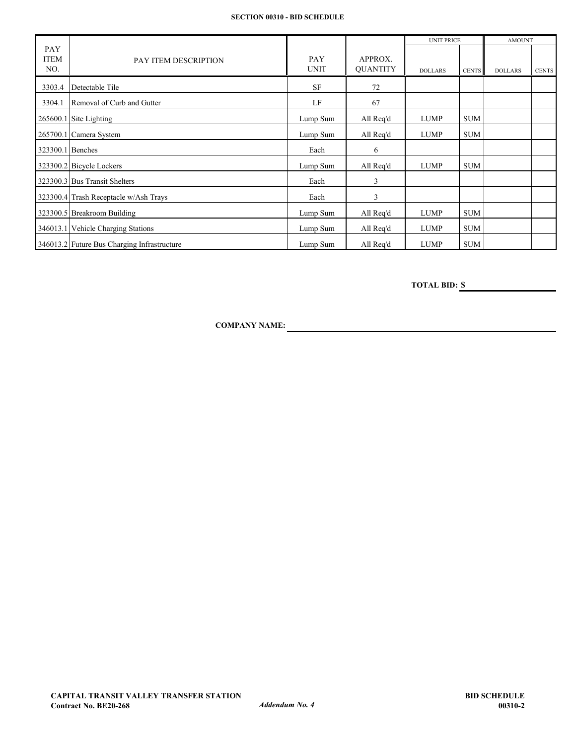**SECTION 00310 - BID SCHEDULE**

| PAY ITEM NO. | PAY ITEM DESCRIPTION | PAY UNIT | APPROX. QUANTITY | UNIT PRICE | | AMOUNT | |
|---|---|---|---|---|---|---|---|
| | | | | DOLLARS | CENTS | DOLLARS | CENTS |
| 3303.4 | Detectable Tile | SF | 72 | | | | |
| 3304.1 | Removal of Curb and Gutter | LF | 67 | | | | |
| 265600.1 | Site Lighting | Lump Sum | All Req'd | LUMP | SUM | | |
| 265700.1 | Camera System | Lump Sum | All Req'd | LUMP | SUM | | |
| 323300.1 | Benches | Each | 6 | | | | |
| 323300.2 | Bicycle Lockers | Lump Sum | All Req'd | LUMP | SUM | | |
| 323300.3 | Bus Transit Shelters | Each | 3 | | | | |
| 323300.4 | Trash Receptacle w/Ash Trays | Each | 3 | | | | |
| 323300.5 | Breakroom Building | Lump Sum | All Req'd | LUMP | SUM | | |
| 346013.1 | Vehicle Charging Stations | Lump Sum | All Req'd | LUMP | SUM | | |
| 346013.2 | Future Bus Charging Infrastructure | Lump Sum | All Req'd | LUMP | SUM | | |

**TOTAL BID: $** ____________________

**COMPANY NAME:** ________________________________________

*Addendum No. 4*